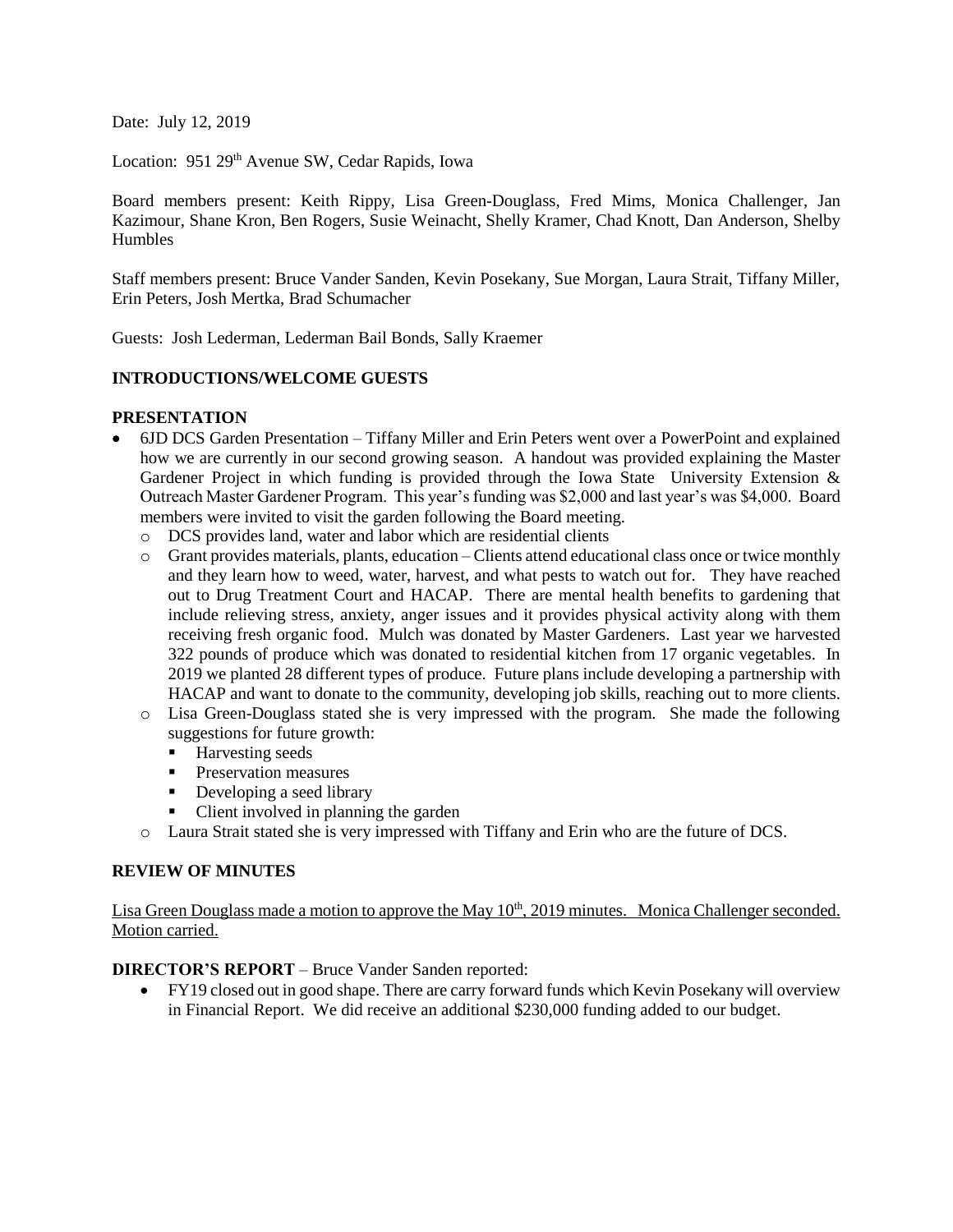Date: July 12, 2019

Location: 951 29th Avenue SW, Cedar Rapids, Iowa

Board members present: Keith Rippy, Lisa Green-Douglass, Fred Mims, Monica Challenger, Jan Kazimour, Shane Kron, Ben Rogers, Susie Weinacht, Shelly Kramer, Chad Knott, Dan Anderson, Shelby Humbles

Staff members present: Bruce Vander Sanden, Kevin Posekany, Sue Morgan, Laura Strait, Tiffany Miller, Erin Peters, Josh Mertka, Brad Schumacher

Guests: Josh Lederman, Lederman Bail Bonds, Sally Kraemer

**INTRODUCTIONS/WELCOME GUESTS**

**PRESENTATION**

- 6JD DCS Garden Presentation – Tiffany Miller and Erin Peters went over a PowerPoint and explained how we are currently in our second growing season. A handout was provided explaining the Master Gardener Project in which funding is provided through the Iowa State University Extension & Outreach Master Gardener Program. This year's funding was $2,000 and last year's was $4,000. Board members were invited to visit the garden following the Board meeting.
  - DCS provides land, water and labor which are residential clients
  - Grant provides materials, plants, education – Clients attend educational class once or twice monthly and they learn how to weed, water, harvest, and what pests to watch out for. They have reached out to Drug Treatment Court and HACAP. There are mental health benefits to gardening that include relieving stress, anxiety, anger issues and it provides physical activity along with them receiving fresh organic food. Mulch was donated by Master Gardeners. Last year we harvested 322 pounds of produce which was donated to residential kitchen from 17 organic vegetables. In 2019 we planted 28 different types of produce. Future plans include developing a partnership with HACAP and want to donate to the community, developing job skills, reaching out to more clients.
  - Lisa Green-Douglass stated she is very impressed with the program. She made the following suggestions for future growth:
    - Harvesting seeds
    - Preservation measures
    - Developing a seed library
    - Client involved in planning the garden
  - Laura Strait stated she is very impressed with Tiffany and Erin who are the future of DCS.

**REVIEW OF MINUTES**

Lisa Green Douglass made a motion to approve the May 10th, 2019 minutes. Monica Challenger seconded. Motion carried.

**DIRECTOR'S REPORT** – Bruce Vander Sanden reported:

- FY19 closed out in good shape. There are carry forward funds which Kevin Posekany will overview in Financial Report. We did receive an additional $230,000 funding added to our budget.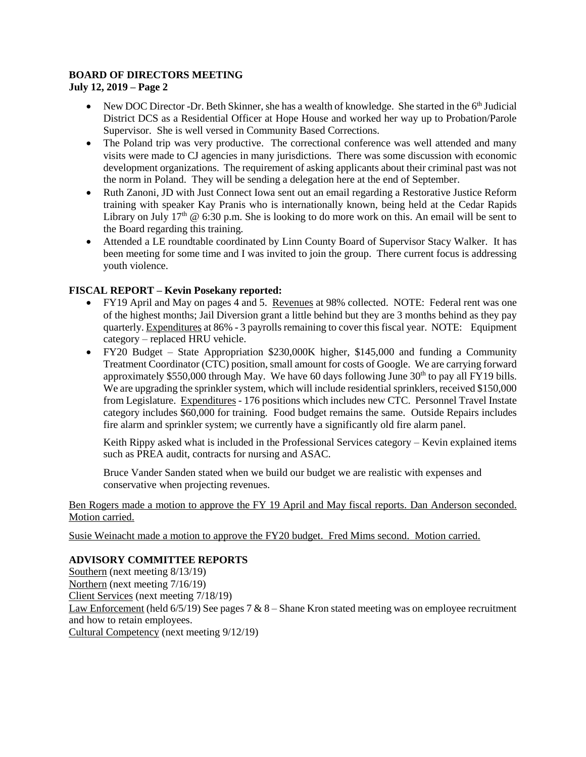**BOARD OF DIRECTORS MEETING**
**July 12, 2019 – Page 2**

- New DOC Director -Dr. Beth Skinner, she has a wealth of knowledge. She started in the 6th Judicial District DCS as a Residential Officer at Hope House and worked her way up to Probation/Parole Supervisor. She is well versed in Community Based Corrections.
- The Poland trip was very productive. The correctional conference was well attended and many visits were made to CJ agencies in many jurisdictions. There was some discussion with economic development organizations. The requirement of asking applicants about their criminal past was not the norm in Poland. They will be sending a delegation here at the end of September.
- Ruth Zanoni, JD with Just Connect Iowa sent out an email regarding a Restorative Justice Reform training with speaker Kay Pranis who is internationally known, being held at the Cedar Rapids Library on July 17th @ 6:30 p.m. She is looking to do more work on this. An email will be sent to the Board regarding this training.
- Attended a LE roundtable coordinated by Linn County Board of Supervisor Stacy Walker. It has been meeting for some time and I was invited to join the group. There current focus is addressing youth violence.

**FISCAL REPORT – Kevin Posekany reported:**

- FY19 April and May on pages 4 and 5. Revenues at 98% collected. NOTE: Federal rent was one of the highest months; Jail Diversion grant a little behind but they are 3 months behind as they pay quarterly. Expenditures at 86% - 3 payrolls remaining to cover this fiscal year. NOTE: Equipment category – replaced HRU vehicle.
- FY20 Budget – State Appropriation \$230,000K higher, \$145,000 and funding a Community Treatment Coordinator (CTC) position, small amount for costs of Google. We are carrying forward approximately \$550,000 through May. We have 60 days following June 30th to pay all FY19 bills. We are upgrading the sprinkler system, which will include residential sprinklers, received \$150,000 from Legislature. Expenditures - 176 positions which includes new CTC. Personnel Travel Instate category includes \$60,000 for training. Food budget remains the same. Outside Repairs includes fire alarm and sprinkler system; we currently have a significantly old fire alarm panel.

  Keith Rippy asked what is included in the Professional Services category – Kevin explained items such as PREA audit, contracts for nursing and ASAC.

  Bruce Vander Sanden stated when we build our budget we are realistic with expenses and conservative when projecting revenues.

Ben Rogers made a motion to approve the FY 19 April and May fiscal reports. Dan Anderson seconded. Motion carried.

Susie Weinacht made a motion to approve the FY20 budget. Fred Mims second. Motion carried.

**ADVISORY COMMITTEE REPORTS**

Southern (next meeting 8/13/19)
Northern (next meeting 7/16/19)
Client Services (next meeting 7/18/19)
Law Enforcement (held 6/5/19) See pages 7 & 8 – Shane Kron stated meeting was on employee recruitment and how to retain employees.
Cultural Competency (next meeting 9/12/19)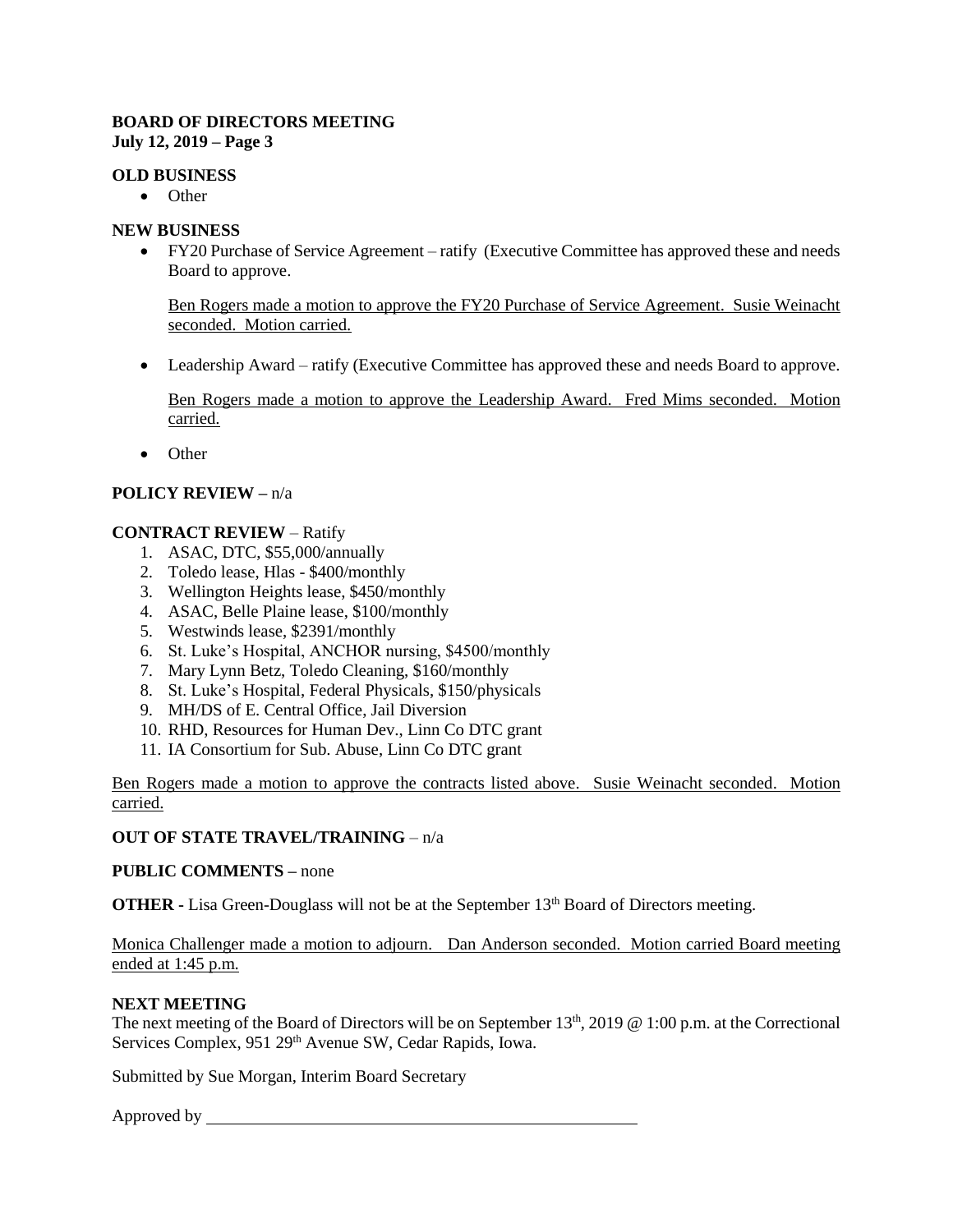**BOARD OF DIRECTORS MEETING**
**July 12, 2019 – Page 3**

**OLD BUSINESS**

- Other

**NEW BUSINESS**

- FY20 Purchase of Service Agreement – ratify (Executive Committee has approved these and needs Board to approve.

  Ben Rogers made a motion to approve the FY20 Purchase of Service Agreement. Susie Weinacht seconded. Motion carried.

- Leadership Award – ratify (Executive Committee has approved these and needs Board to approve.

  Ben Rogers made a motion to approve the Leadership Award. Fred Mims seconded. Motion carried.

- Other

**POLICY REVIEW –** n/a

**CONTRACT REVIEW** – Ratify

1. ASAC, DTC, $55,000/annually
2. Toledo lease, Hlas - $400/monthly
3. Wellington Heights lease, $450/monthly
4. ASAC, Belle Plaine lease, $100/monthly
5. Westwinds lease, $2391/monthly
6. St. Luke's Hospital, ANCHOR nursing, $4500/monthly
7. Mary Lynn Betz, Toledo Cleaning, $160/monthly
8. St. Luke's Hospital, Federal Physicals, $150/physicals
9. MH/DS of E. Central Office, Jail Diversion
10. RHD, Resources for Human Dev., Linn Co DTC grant
11. IA Consortium for Sub. Abuse, Linn Co DTC grant

Ben Rogers made a motion to approve the contracts listed above. Susie Weinacht seconded. Motion carried.

**OUT OF STATE TRAVEL/TRAINING** – n/a

**PUBLIC COMMENTS –** none

**OTHER -** Lisa Green-Douglass will not be at the September 13th Board of Directors meeting.

Monica Challenger made a motion to adjourn. Dan Anderson seconded. Motion carried Board meeting ended at 1:45 p.m.

**NEXT MEETING**

The next meeting of the Board of Directors will be on September 13th, 2019 @ 1:00 p.m. at the Correctional Services Complex, 951 29th Avenue SW, Cedar Rapids, Iowa.

Submitted by Sue Morgan, Interim Board Secretary

Approved by \_\_\_\_\_\_\_\_\_\_\_\_\_\_\_\_\_\_\_\_\_\_\_\_\_\_\_\_\_\_\_\_\_\_\_\_\_\_\_\_